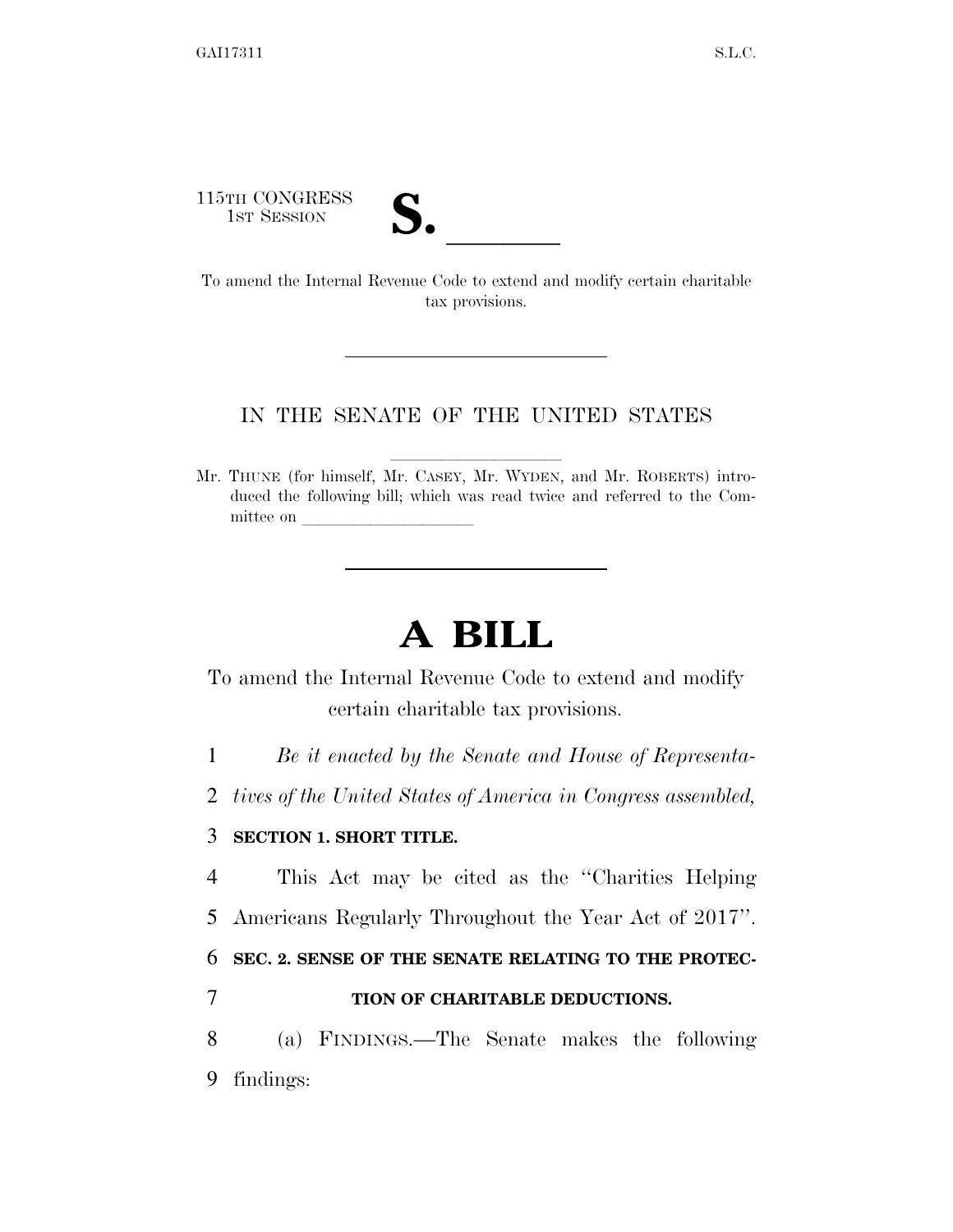115TH CONGRESS
1ST SESSION

# S. \_\_\_\_\_\_

To amend the Internal Revenue Code to extend and modify certain charitable tax provisions.

---

IN THE SENATE OF THE UNITED STATES

Mr. THUNE (for himself, Mr. CASEY, Mr. WYDEN, and Mr. ROBERTS) introduced the following bill; which was read twice and referred to the Committee on \_\_\_\_\_\_\_\_\_\_\_\_\_\_\_\_\_\_\_\_

---

# A BILL

To amend the Internal Revenue Code to extend and modify certain charitable tax provisions.

*Be it enacted by the Senate and House of Representatives of the United States of America in Congress assembled,*

## SECTION 1. SHORT TITLE.

This Act may be cited as the ''Charities Helping Americans Regularly Throughout the Year Act of 2017''.

## SEC. 2. SENSE OF THE SENATE RELATING TO THE PROTECTION OF CHARITABLE DEDUCTIONS.

(a) FINDINGS.—The Senate makes the following findings: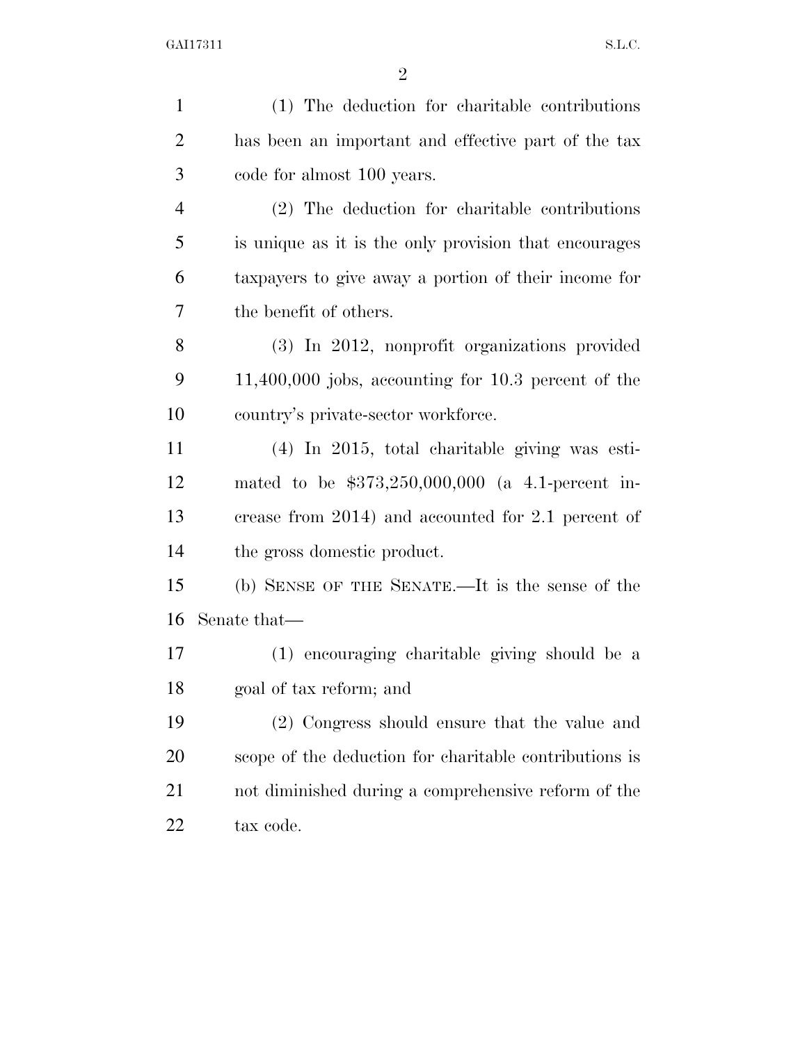(1) The deduction for charitable contributions has been an important and effective part of the tax code for almost 100 years.

(2) The deduction for charitable contributions is unique as it is the only provision that encourages taxpayers to give away a portion of their income for the benefit of others.

(3) In 2012, nonprofit organizations provided 11,400,000 jobs, accounting for 10.3 percent of the country's private-sector workforce.

(4) In 2015, total charitable giving was estimated to be $373,250,000,000 (a 4.1-percent increase from 2014) and accounted for 2.1 percent of the gross domestic product.

(b) SENSE OF THE SENATE.—It is the sense of the Senate that—

(1) encouraging charitable giving should be a goal of tax reform; and

(2) Congress should ensure that the value and scope of the deduction for charitable contributions is not diminished during a comprehensive reform of the tax code.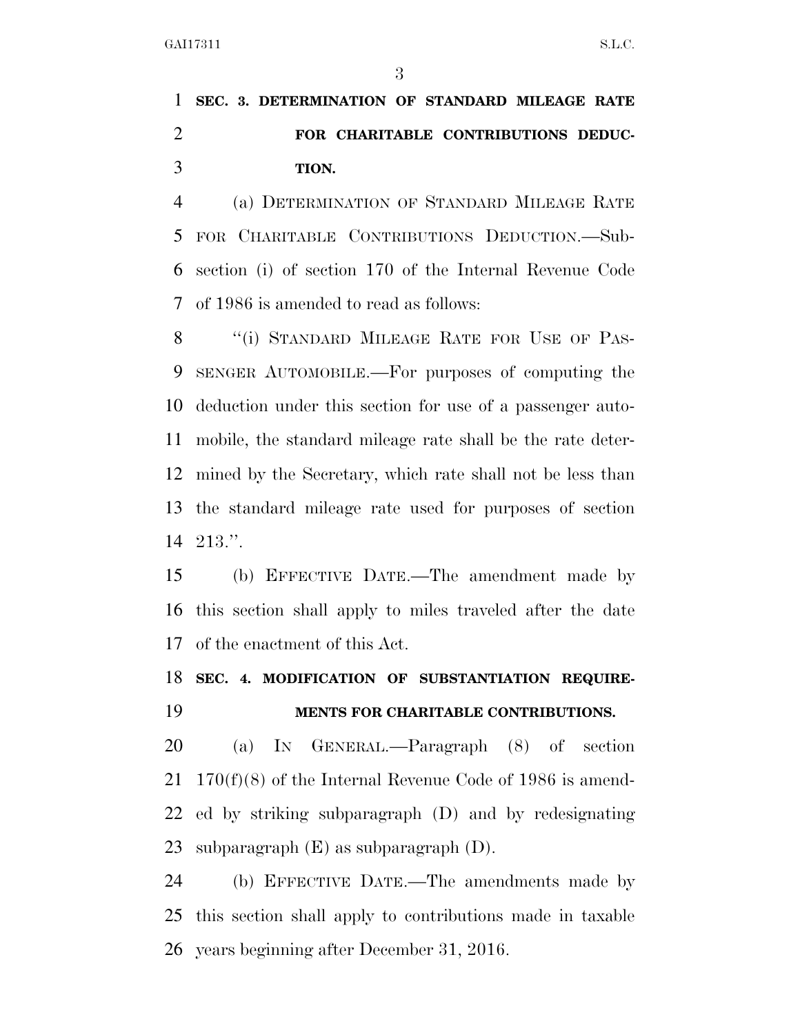**SEC. 3. DETERMINATION OF STANDARD MILEAGE RATE FOR CHARITABLE CONTRIBUTIONS DEDUCTION.**

(a) DETERMINATION OF STANDARD MILEAGE RATE FOR CHARITABLE CONTRIBUTIONS DEDUCTION.—Subsection (i) of section 170 of the Internal Revenue Code of 1986 is amended to read as follows:

"(i) STANDARD MILEAGE RATE FOR USE OF PASSENGER AUTOMOBILE.—For purposes of computing the deduction under this section for use of a passenger automobile, the standard mileage rate shall be the rate determined by the Secretary, which rate shall not be less than the standard mileage rate used for purposes of section 213.".

(b) EFFECTIVE DATE.—The amendment made by this section shall apply to miles traveled after the date of the enactment of this Act.

**SEC. 4. MODIFICATION OF SUBSTANTIATION REQUIREMENTS FOR CHARITABLE CONTRIBUTIONS.**

(a) IN GENERAL.—Paragraph (8) of section 170(f)(8) of the Internal Revenue Code of 1986 is amended by striking subparagraph (D) and by redesignating subparagraph (E) as subparagraph (D).

(b) EFFECTIVE DATE.—The amendments made by this section shall apply to contributions made in taxable years beginning after December 31, 2016.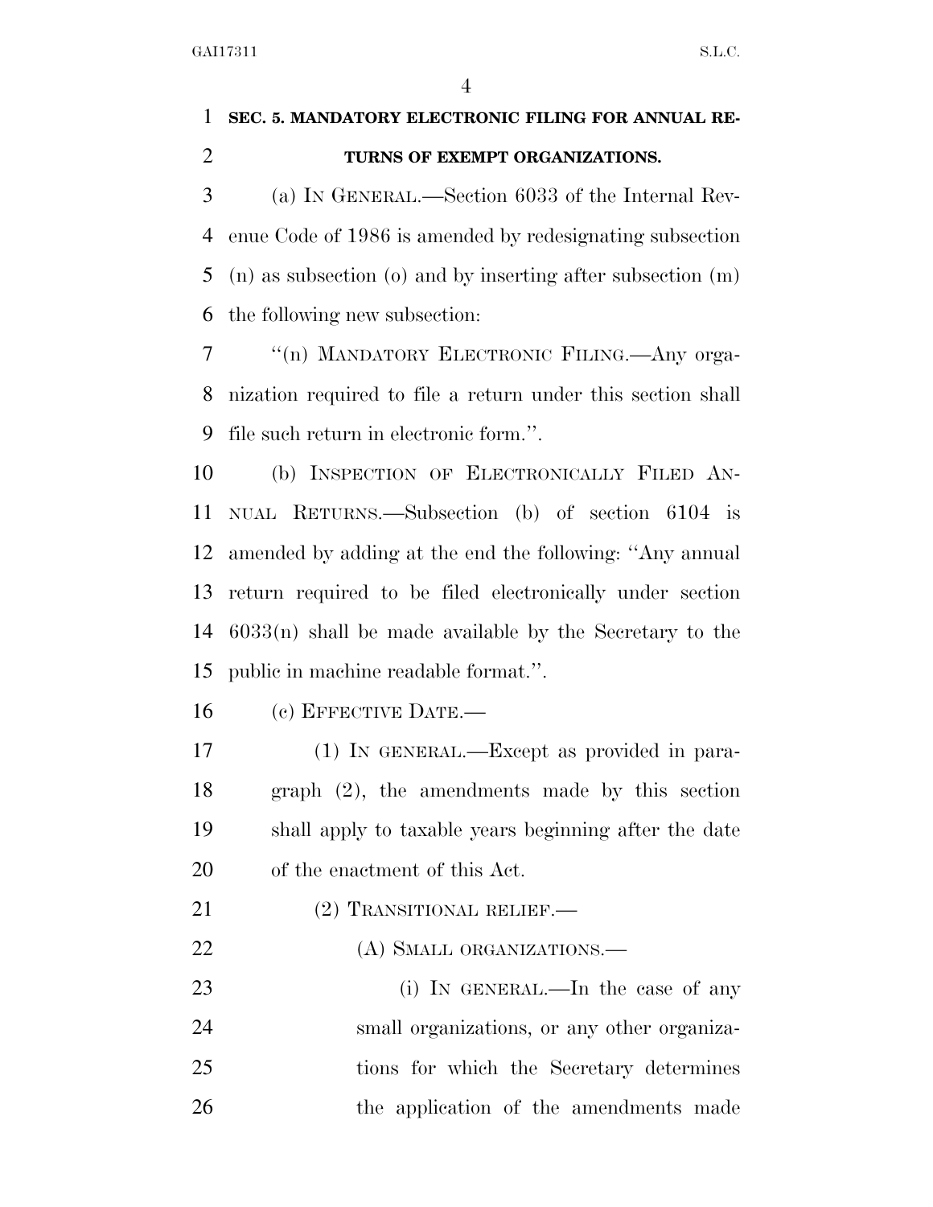**SEC. 5. MANDATORY ELECTRONIC FILING FOR ANNUAL RETURNS OF EXEMPT ORGANIZATIONS.**

(a) IN GENERAL.—Section 6033 of the Internal Revenue Code of 1986 is amended by redesignating subsection (n) as subsection (o) and by inserting after subsection (m) the following new subsection:

"(n) MANDATORY ELECTRONIC FILING.—Any organization required to file a return under this section shall file such return in electronic form.".

(b) INSPECTION OF ELECTRONICALLY FILED ANNUAL RETURNS.—Subsection (b) of section 6104 is amended by adding at the end the following: "Any annual return required to be filed electronically under section 6033(n) shall be made available by the Secretary to the public in machine readable format.".

(c) EFFECTIVE DATE.—

(1) IN GENERAL.—Except as provided in paragraph (2), the amendments made by this section shall apply to taxable years beginning after the date of the enactment of this Act.

(2) TRANSITIONAL RELIEF.—

(A) SMALL ORGANIZATIONS.—

(i) IN GENERAL.—In the case of any small organizations, or any other organizations for which the Secretary determines the application of the amendments made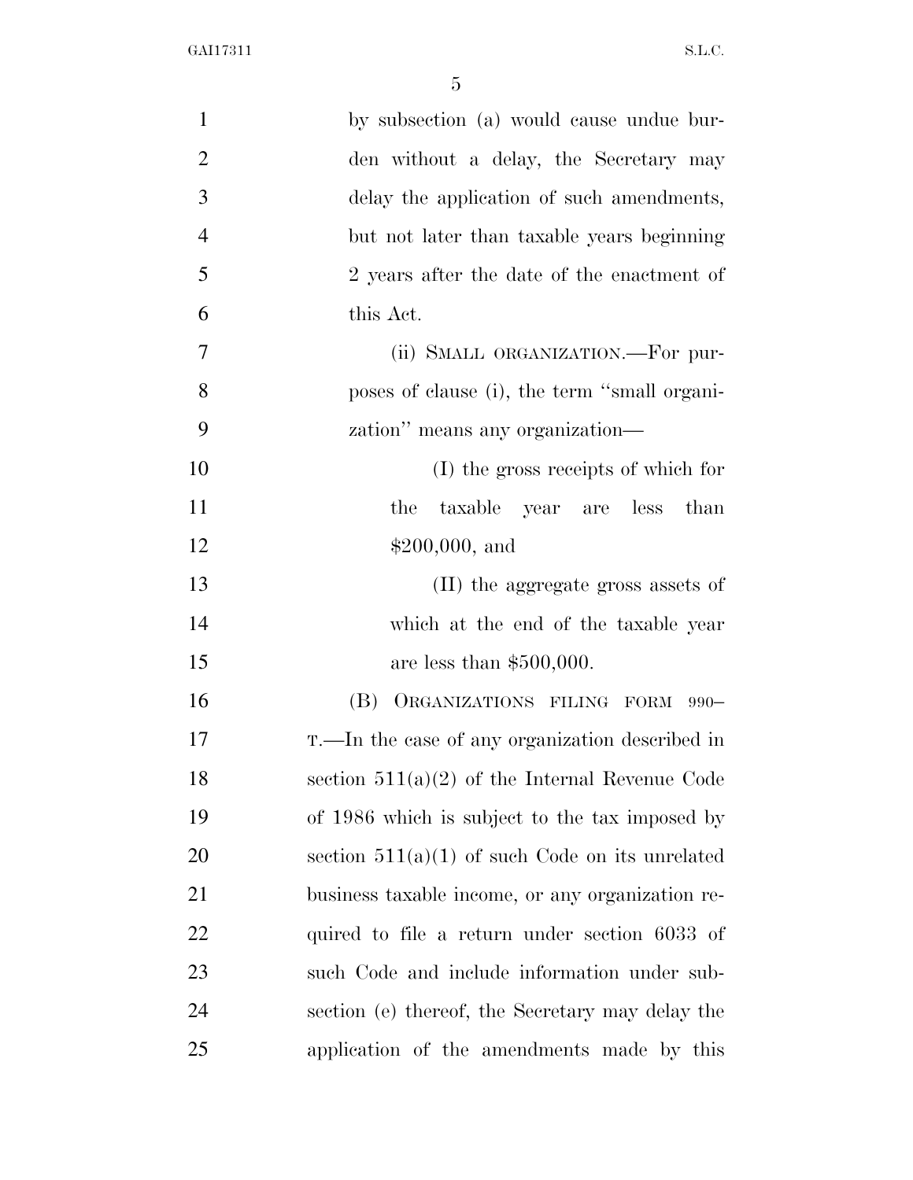by subsection (a) would cause undue burden without a delay, the Secretary may delay the application of such amendments, but not later than taxable years beginning 2 years after the date of the enactment of this Act.

(ii) SMALL ORGANIZATION.—For purposes of clause (i), the term "small organization" means any organization—

(I) the gross receipts of which for the taxable year are less than $200,000, and

(II) the aggregate gross assets of which at the end of the taxable year are less than $500,000.

(B) ORGANIZATIONS FILING FORM 990–T.—In the case of any organization described in section 511(a)(2) of the Internal Revenue Code of 1986 which is subject to the tax imposed by section 511(a)(1) of such Code on its unrelated business taxable income, or any organization required to file a return under section 6033 of such Code and include information under subsection (e) thereof, the Secretary may delay the application of the amendments made by this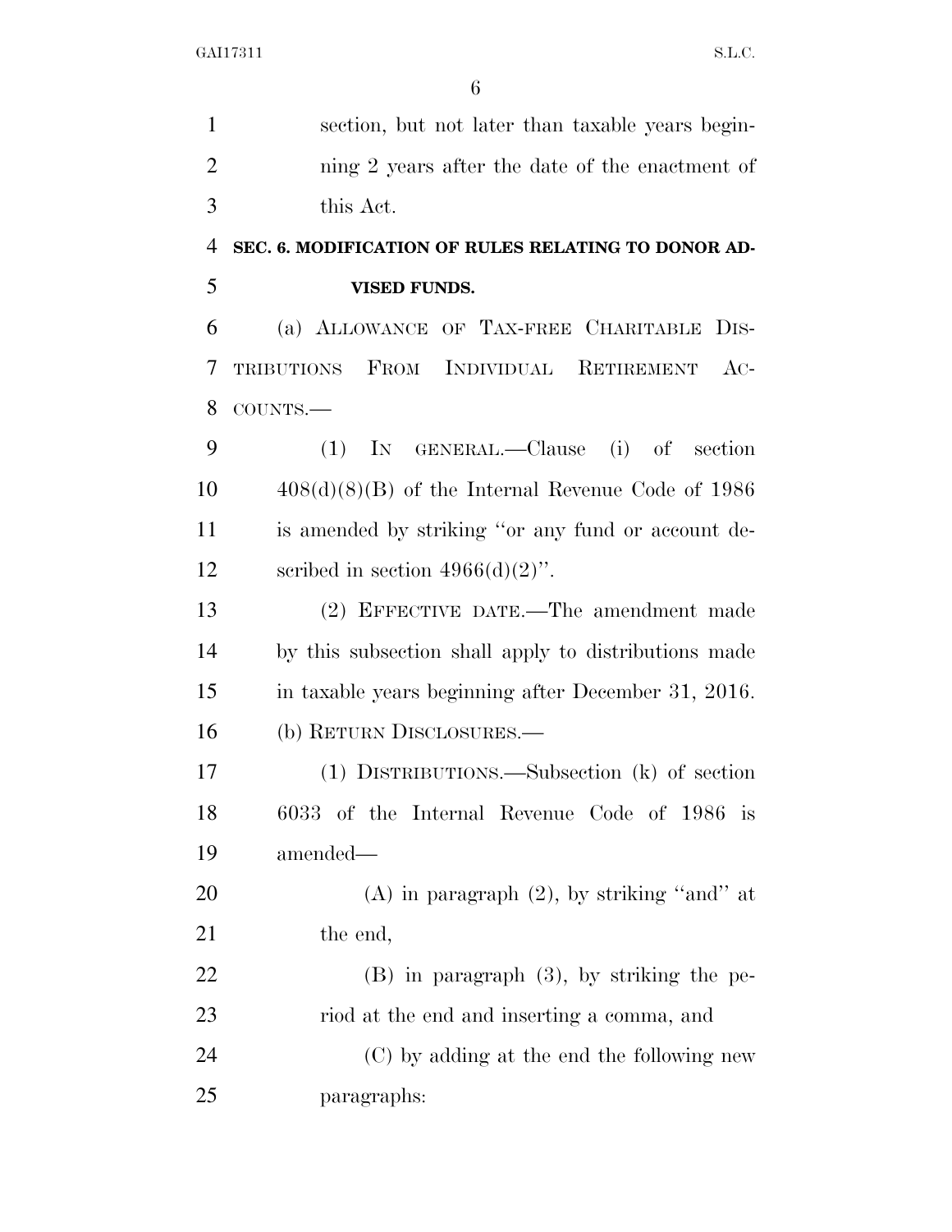section, but not later than taxable years beginning 2 years after the date of the enactment of this Act.

**SEC. 6. MODIFICATION OF RULES RELATING TO DONOR ADVISED FUNDS.**

(a) ALLOWANCE OF TAX-FREE CHARITABLE DISTRIBUTIONS FROM INDIVIDUAL RETIREMENT ACCOUNTS.—

(1) IN GENERAL.—Clause (i) of section 408(d)(8)(B) of the Internal Revenue Code of 1986 is amended by striking ''or any fund or account described in section 4966(d)(2)''.

(2) EFFECTIVE DATE.—The amendment made by this subsection shall apply to distributions made in taxable years beginning after December 31, 2016.

(b) RETURN DISCLOSURES.—

(1) DISTRIBUTIONS.—Subsection (k) of section 6033 of the Internal Revenue Code of 1986 is amended—

(A) in paragraph (2), by striking ''and'' at the end,

(B) in paragraph (3), by striking the period at the end and inserting a comma, and

(C) by adding at the end the following new paragraphs: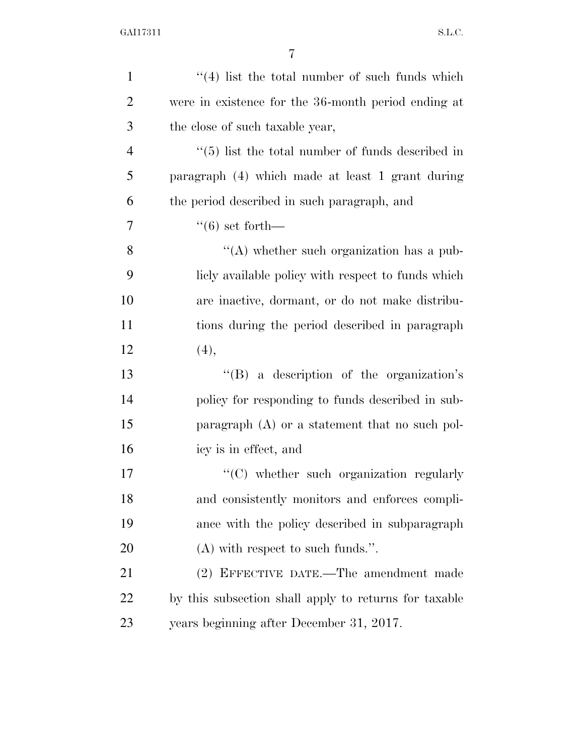''(4) list the total number of such funds which were in existence for the 36-month period ending at the close of such taxable year,

''(5) list the total number of funds described in paragraph (4) which made at least 1 grant during the period described in such paragraph, and

''(6) set forth—

''(A) whether such organization has a publicly available policy with respect to funds which are inactive, dormant, or do not make distributions during the period described in paragraph (4),

''(B) a description of the organization's policy for responding to funds described in subparagraph (A) or a statement that no such policy is in effect, and

''(C) whether such organization regularly and consistently monitors and enforces compliance with the policy described in subparagraph (A) with respect to such funds.''.

(2) EFFECTIVE DATE.—The amendment made by this subsection shall apply to returns for taxable years beginning after December 31, 2017.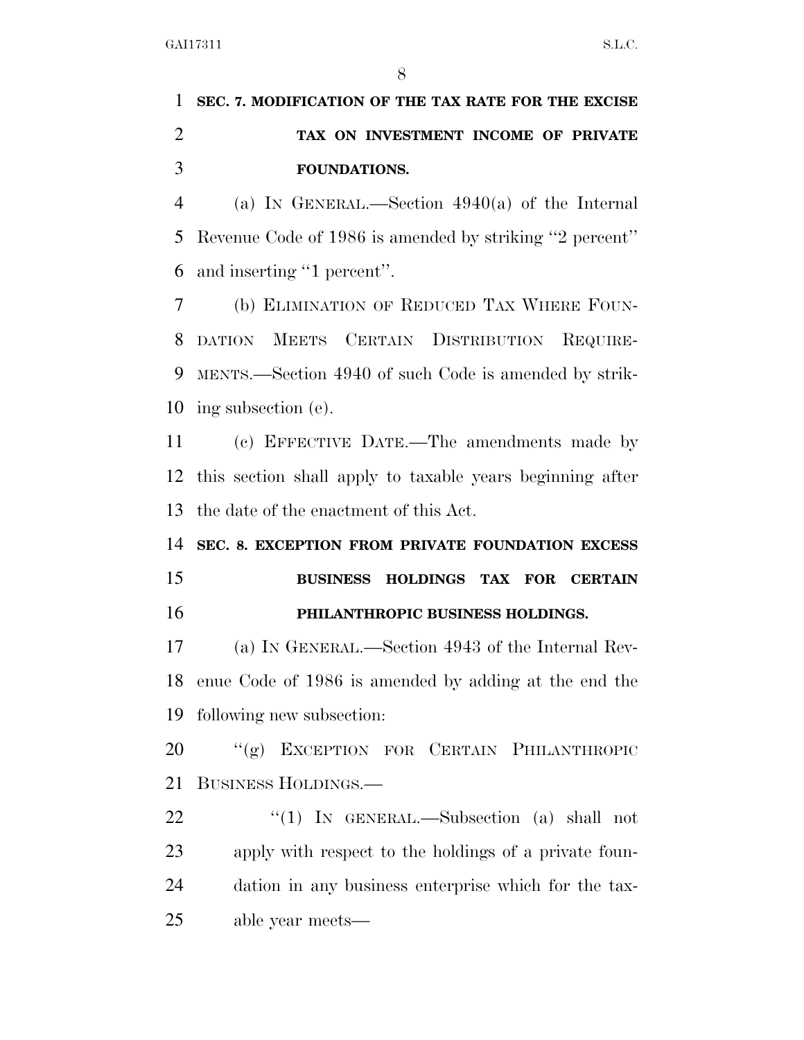**SEC. 7. MODIFICATION OF THE TAX RATE FOR THE EXCISE TAX ON INVESTMENT INCOME OF PRIVATE FOUNDATIONS.**

(a) IN GENERAL.—Section 4940(a) of the Internal Revenue Code of 1986 is amended by striking "2 percent" and inserting "1 percent".

(b) ELIMINATION OF REDUCED TAX WHERE FOUNDATION MEETS CERTAIN DISTRIBUTION REQUIREMENTS.—Section 4940 of such Code is amended by striking subsection (e).

(c) EFFECTIVE DATE.—The amendments made by this section shall apply to taxable years beginning after the date of the enactment of this Act.

**SEC. 8. EXCEPTION FROM PRIVATE FOUNDATION EXCESS BUSINESS HOLDINGS TAX FOR CERTAIN PHILANTHROPIC BUSINESS HOLDINGS.**

(a) IN GENERAL.—Section 4943 of the Internal Revenue Code of 1986 is amended by adding at the end the following new subsection:

"(g) EXCEPTION FOR CERTAIN PHILANTHROPIC BUSINESS HOLDINGS.—

"(1) IN GENERAL.—Subsection (a) shall not apply with respect to the holdings of a private foundation in any business enterprise which for the taxable year meets—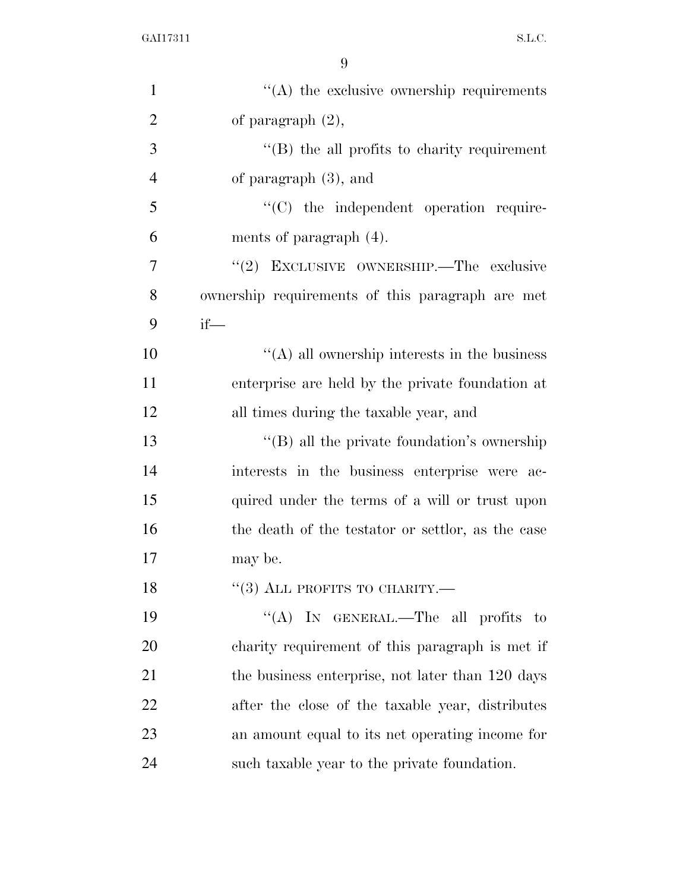''(A) the exclusive ownership requirements of paragraph (2),

''(B) the all profits to charity requirement of paragraph (3), and

''(C) the independent operation requirements of paragraph (4).

''(2) EXCLUSIVE OWNERSHIP.—The exclusive ownership requirements of this paragraph are met if—

''(A) all ownership interests in the business enterprise are held by the private foundation at all times during the taxable year, and

''(B) all the private foundation's ownership interests in the business enterprise were acquired under the terms of a will or trust upon the death of the testator or settlor, as the case may be.

''(3) ALL PROFITS TO CHARITY.—

''(A) IN GENERAL.—The all profits to charity requirement of this paragraph is met if the business enterprise, not later than 120 days after the close of the taxable year, distributes an amount equal to its net operating income for such taxable year to the private foundation.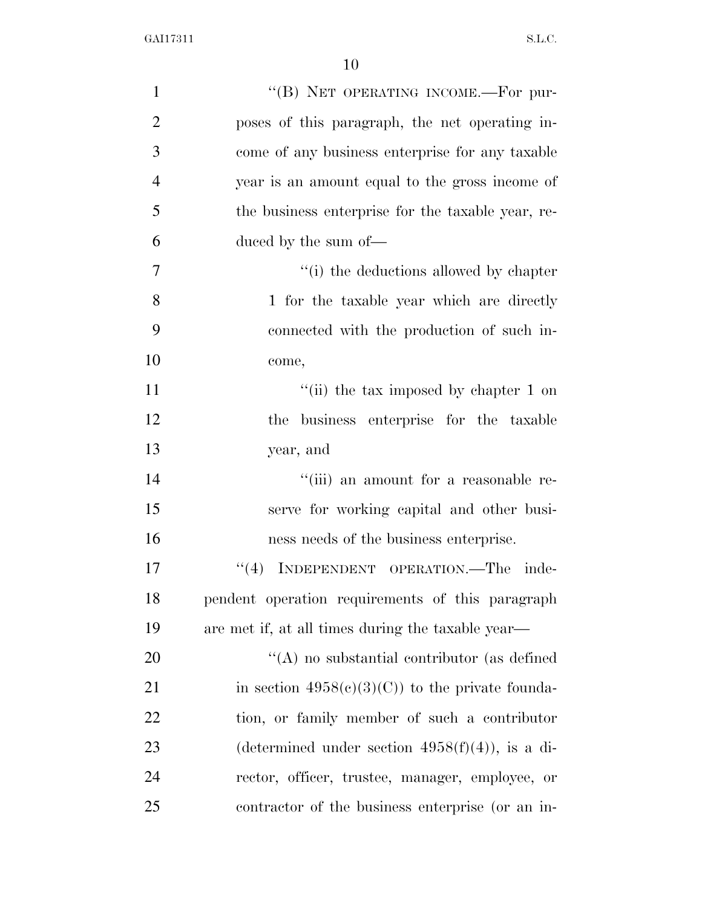"(B) NET OPERATING INCOME.—For purposes of this paragraph, the net operating income of any business enterprise for any taxable year is an amount equal to the gross income of the business enterprise for the taxable year, reduced by the sum of—

"(i) the deductions allowed by chapter 1 for the taxable year which are directly connected with the production of such income,

"(ii) the tax imposed by chapter 1 on the business enterprise for the taxable year, and

"(iii) an amount for a reasonable reserve for working capital and other business needs of the business enterprise.

"(4) INDEPENDENT OPERATION.—The independent operation requirements of this paragraph are met if, at all times during the taxable year—

"(A) no substantial contributor (as defined in section 4958(c)(3)(C)) to the private foundation, or family member of such a contributor (determined under section 4958(f)(4)), is a director, officer, trustee, manager, employee, or contractor of the business enterprise (or an in-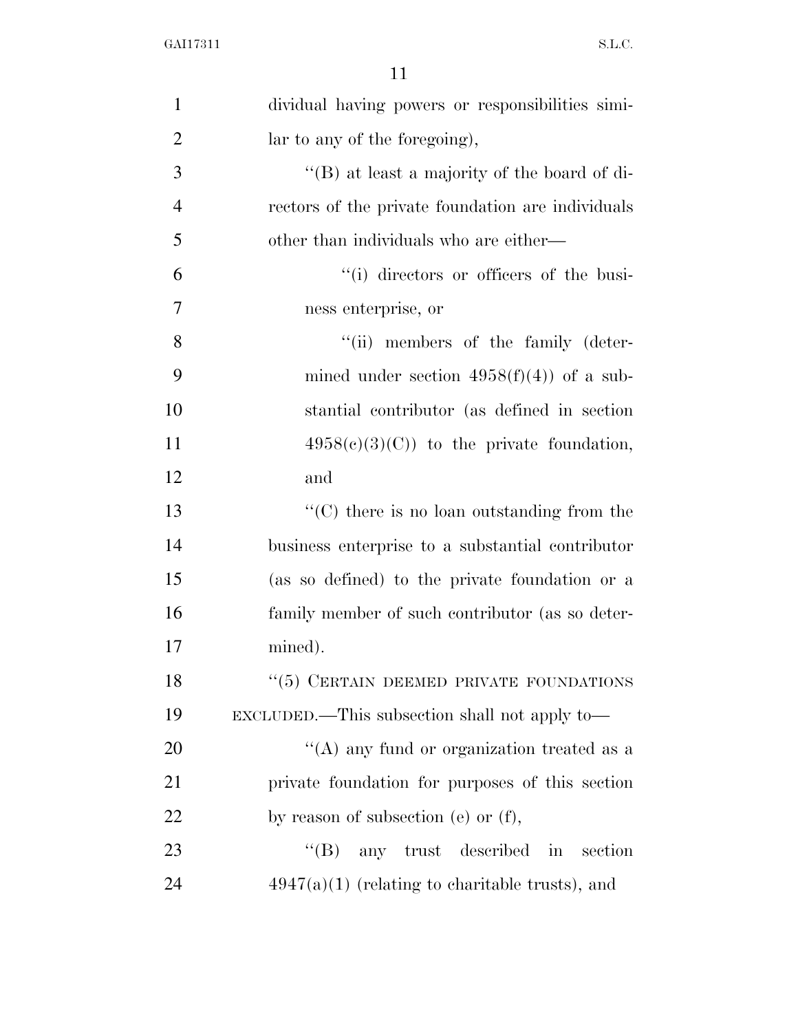dividual having powers or responsibilities similar to any of the foregoing),

"(B) at least a majority of the board of directors of the private foundation are individuals other than individuals who are either—

"(i) directors or officers of the business enterprise, or

"(ii) members of the family (determined under section 4958(f)(4)) of a substantial contributor (as defined in section 4958(c)(3)(C)) to the private foundation, and

"(C) there is no loan outstanding from the business enterprise to a substantial contributor (as so defined) to the private foundation or a family member of such contributor (as so determined).

"(5) CERTAIN DEEMED PRIVATE FOUNDATIONS EXCLUDED.—This subsection shall not apply to—

"(A) any fund or organization treated as a private foundation for purposes of this section by reason of subsection (e) or (f),

"(B) any trust described in section 4947(a)(1) (relating to charitable trusts), and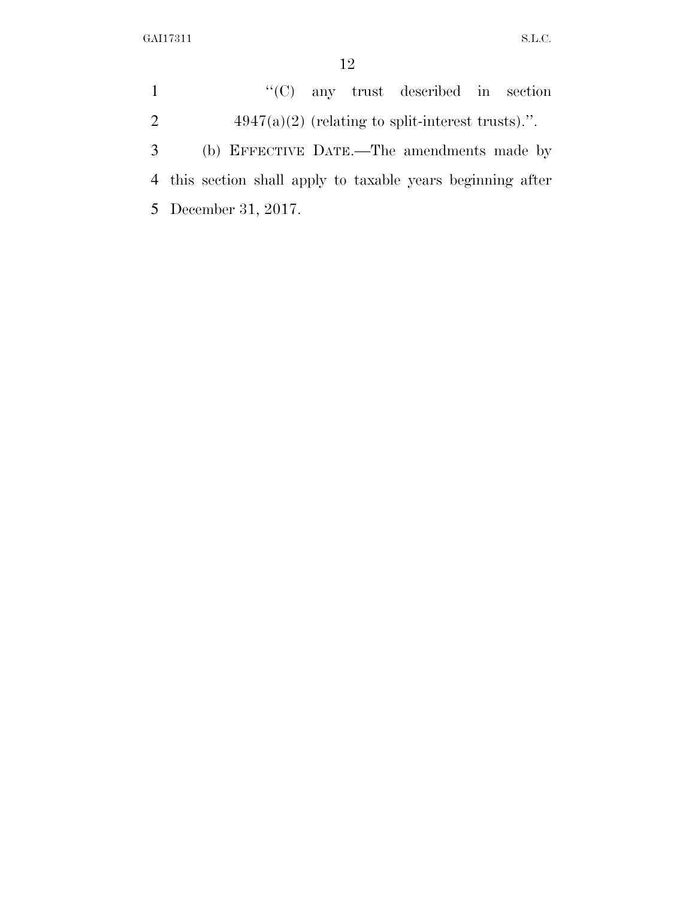"(C) any trust described in section 4947(a)(2) (relating to split-interest trusts).".

(b) EFFECTIVE DATE.—The amendments made by this section shall apply to taxable years beginning after December 31, 2017.